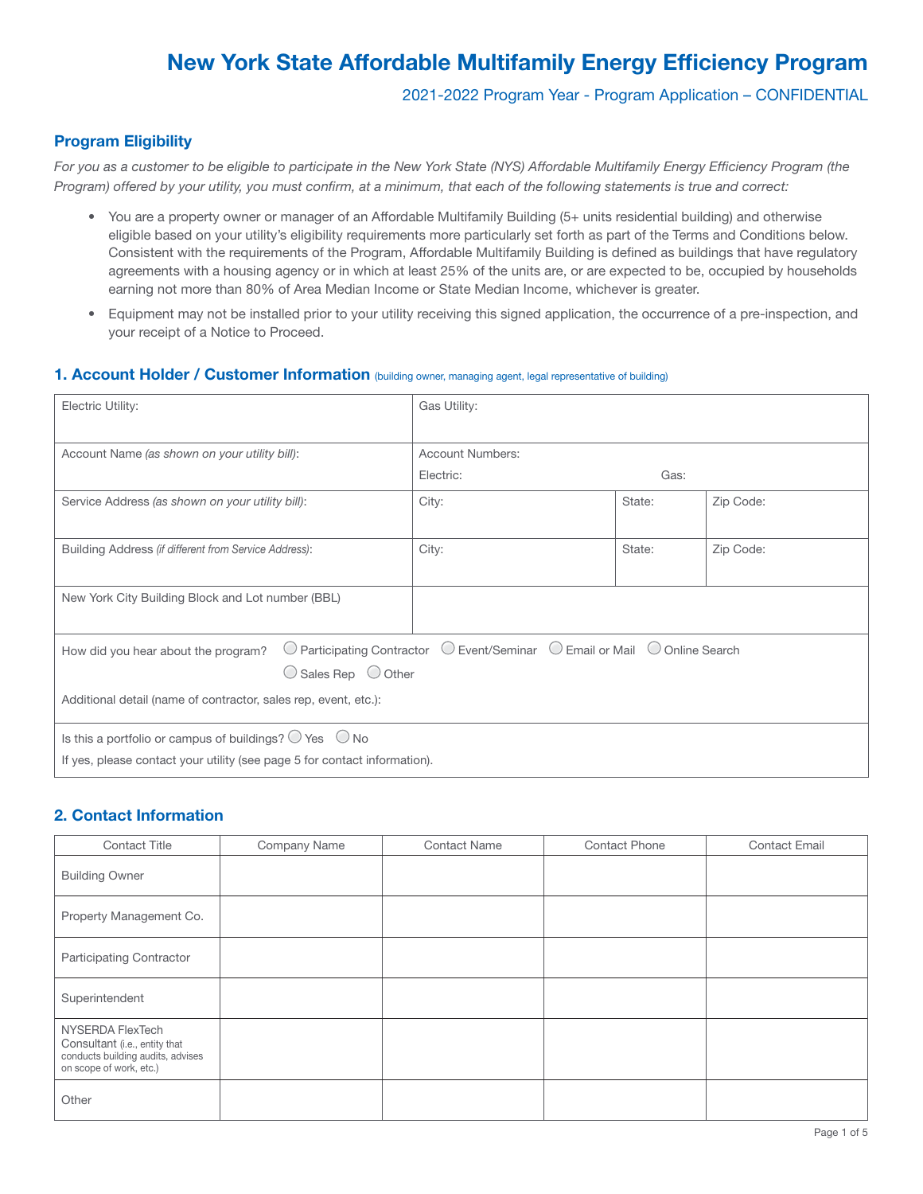# New York State Affordable Multifamily Energy Efficiency Program

2021-2022 Program Year - Program Application – CONFIDENTIAL

## Program Eligibility

*For you as a customer to be eligible to participate in the New York State (NYS) Affordable Multifamily Energy Efficiency Program (the Program) offered by your utility, you must confirm, at a minimum, that each of the following statements is true and correct:*

- You are a property owner or manager of an Affordable Multifamily Building (5+ units residential building) and otherwise eligible based on your utility's eligibility requirements more particularly set forth as part of the Terms and Conditions below. Consistent with the requirements of the Program, Affordable Multifamily Building is defined as buildings that have regulatory agreements with a housing agency or in which at least 25% of the units are, or are expected to be, occupied by households earning not more than 80% of Area Median Income or State Median Income, whichever is greater.
- Equipment may not be installed prior to your utility receiving this signed application, the occurrence of a pre-inspection, and your receipt of a Notice to Proceed.

## 1. Account Holder / Customer Information (building owner, managing agent, legal representative of building)

| | | | |
|---|---|---|---|
| Electric Utility: | Gas Utility: | | |
| Account Name *(as shown on your utility bill)*: | Account Numbers: Electric: Gas: | | |
| Service Address *(as shown on your utility bill)*: | City: | State: | Zip Code: |
| Building Address *(if different from Service Address)*: | City: | State: | Zip Code: |
| New York City Building Block and Lot number (BBL) | | | |

How did you hear about the program? ◯ Participating Contractor ◯ Event/Seminar ◯ Email or Mail ◯ Online Search ◯ Sales Rep ◯ Other

Additional detail (name of contractor, sales rep, event, etc.):

Is this a portfolio or campus of buildings? ◯ Yes ◯ No

If yes, please contact your utility (see page 5 for contact information).

## 2. Contact Information

| Contact Title | Company Name | Contact Name | Contact Phone | Contact Email |
|---|---|---|---|---|
| Building Owner | | | | |
| Property Management Co. | | | | |
| Participating Contractor | | | | |
| Superintendent | | | | |
| NYSERDA FlexTech Consultant (i.e., entity that conducts building audits, advises on scope of work, etc.) | | | | |
| Other | | | | |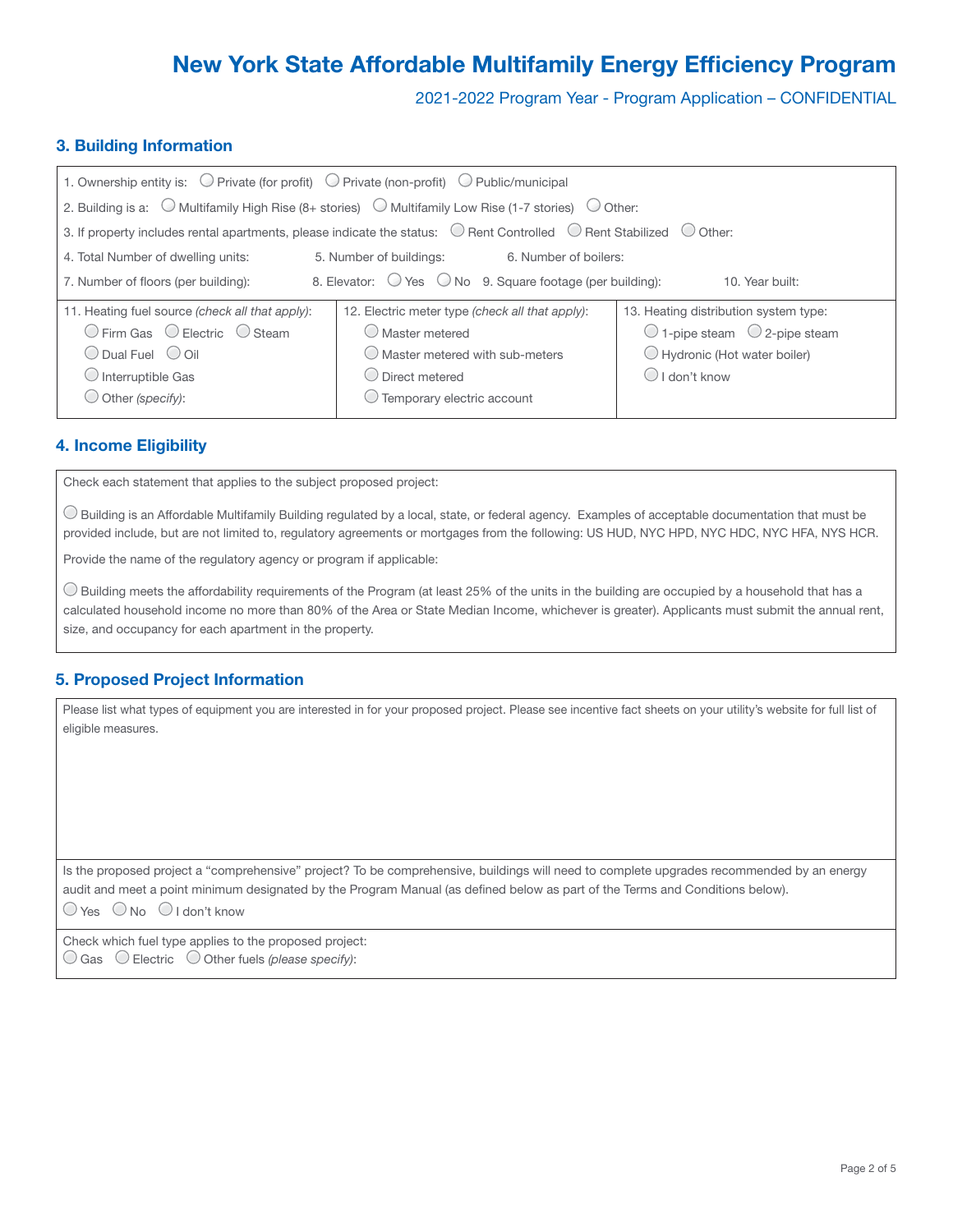# New York State Affordable Multifamily Energy Efficiency Program

2021-2022 Program Year - Program Application – CONFIDENTIAL

## 3. Building Information

1. Ownership entity is: ◯ Private (for profit) ◯ Private (non-profit) ◯ Public/municipal
2. Building is a: ◯ Multifamily High Rise (8+ stories) ◯ Multifamily Low Rise (1-7 stories) ◯ Other:
3. If property includes rental apartments, please indicate the status: ◯ Rent Controlled ◯ Rent Stabilized ◯ Other:
4. Total Number of dwelling units:
5. Number of buildings:
6. Number of boilers:
7. Number of floors (per building):
8. Elevator: ◯ Yes ◯ No
9. Square footage (per building):
10. Year built:

| 11. Heating fuel source *(check all that apply)*: | 12. Electric meter type *(check all that apply)*: | 13. Heating distribution system type: |
|---|---|---|
| ◯ Firm Gas ◯ Electric ◯ Steam | ◯ Master metered | ◯ 1-pipe steam ◯ 2-pipe steam |
| ◯ Dual Fuel ◯ Oil | ◯ Master metered with sub-meters | ◯ Hydronic (Hot water boiler) |
| ◯ Interruptible Gas | ◯ Direct metered | ◯ I don't know |
| ◯ Other *(specify)*: | ◯ Temporary electric account | |

## 4. Income Eligibility

Check each statement that applies to the subject proposed project:

◯ Building is an Affordable Multifamily Building regulated by a local, state, or federal agency. Examples of acceptable documentation that must be provided include, but are not limited to, regulatory agreements or mortgages from the following: US HUD, NYC HPD, NYC HDC, NYC HFA, NYS HCR.

Provide the name of the regulatory agency or program if applicable:

◯ Building meets the affordability requirements of the Program (at least 25% of the units in the building are occupied by a household that has a calculated household income no more than 80% of the Area or State Median Income, whichever is greater). Applicants must submit the annual rent, size, and occupancy for each apartment in the property.

## 5. Proposed Project Information

Please list what types of equipment you are interested in for your proposed project. Please see incentive fact sheets on your utility's website for full list of eligible measures.

Is the proposed project a "comprehensive" project? To be comprehensive, buildings will need to complete upgrades recommended by an energy audit and meet a point minimum designated by the Program Manual (as defined below as part of the Terms and Conditions below).

◯ Yes ◯ No ◯ I don't know

Check which fuel type applies to the proposed project:

◯ Gas ◯ Electric ◯ Other fuels *(please specify)*: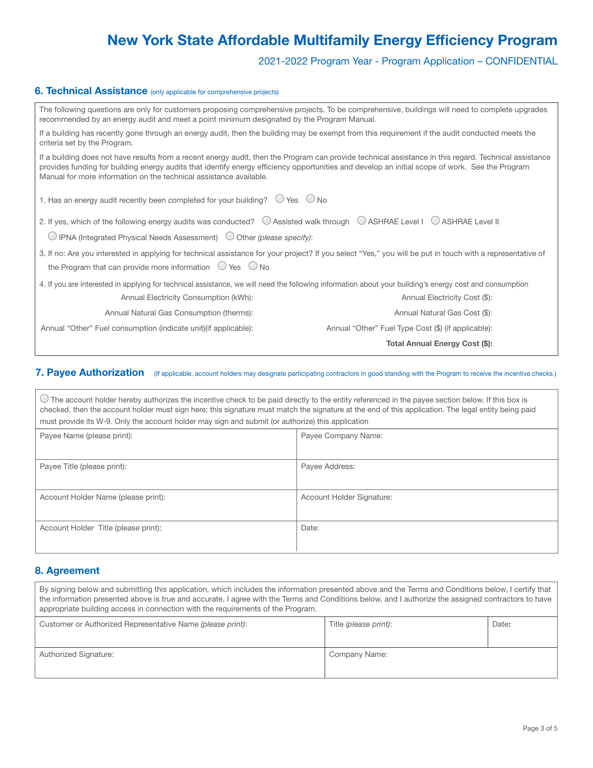# New York State Affordable Multifamily Energy Efficiency Program

2021-2022 Program Year - Program Application – CONFIDENTIAL

## 6. Technical Assistance (only applicable for comprehensive projects)

The following questions are only for customers proposing comprehensive projects. To be comprehensive, buildings will need to complete upgrades recommended by an energy audit and meet a point minimum designated by the Program Manual.

If a building has recently gone through an energy audit, then the building may be exempt from this requirement if the audit conducted meets the criteria set by the Program.

If a building does not have results from a recent energy audit, then the Program can provide technical assistance in this regard. Technical assistance provides funding for building energy audits that identify energy efficiency opportunities and develop an initial scope of work. See the Program Manual for more information on the technical assistance available.

1. Has an energy audit recently been completed for your building? ○ Yes ○ No
2. If yes, which of the following energy audits was conducted? ○ Assisted walk through ○ ASHRAE Level I ○ ASHRAE Level II ○ IPNA (Integrated Physical Needs Assessment) ○ Other *(please specify)*:
3. If no: Are you interested in applying for technical assistance for your project? If you select "Yes," you will be put in touch with a representative of the Program that can provide more information ○ Yes ○ No
4. If you are interested in applying for technical assistance, we will need the following information about your building's energy cost and consumption

| | |
|---|---|
| Annual Electricity Consumption (kWh): | Annual Electricity Cost ($): |
| Annual Natural Gas Consumption (therms): | Annual Natural Gas Cost ($): |
| Annual "Other" Fuel consumption (indicate unit)(if applicable): | Annual "Other" Fuel Type Cost ($) (if applicable): |
| | **Total Annual Energy Cost ($):** |

## 7. Payee Authorization (If applicable, account holders may designate participating contractors in good standing with the Program to receive the incentive checks.)

○ The account holder hereby authorizes the incentive check to be paid directly to the entity referenced in the payee section below. If this box is checked, then the account holder must sign here; this signature must match the signature at the end of this application. The legal entity being paid must provide its W-9. Only the account holder may sign and submit (or authorize) this application

| | |
|---|---|
| Payee Name (please print): | Payee Company Name: |
| Payee Title (please print): | Payee Address: |
| Account Holder Name (please print): | Account Holder Signature: |
| Account Holder Title (please print): | Date: |

## 8. Agreement

By signing below and submitting this application, which includes the information presented above and the Terms and Conditions below, I certify that the information presented above is true and accurate, I agree with the Terms and Conditions below, and I authorize the assigned contractors to have appropriate building access in connection with the requirements of the Program.

| | | |
|---|---|---|
| Customer or Authorized Representative Name *(please print)*: | Title *(please print)*: | Date: |
| Authorized Signature: | Company Name: | |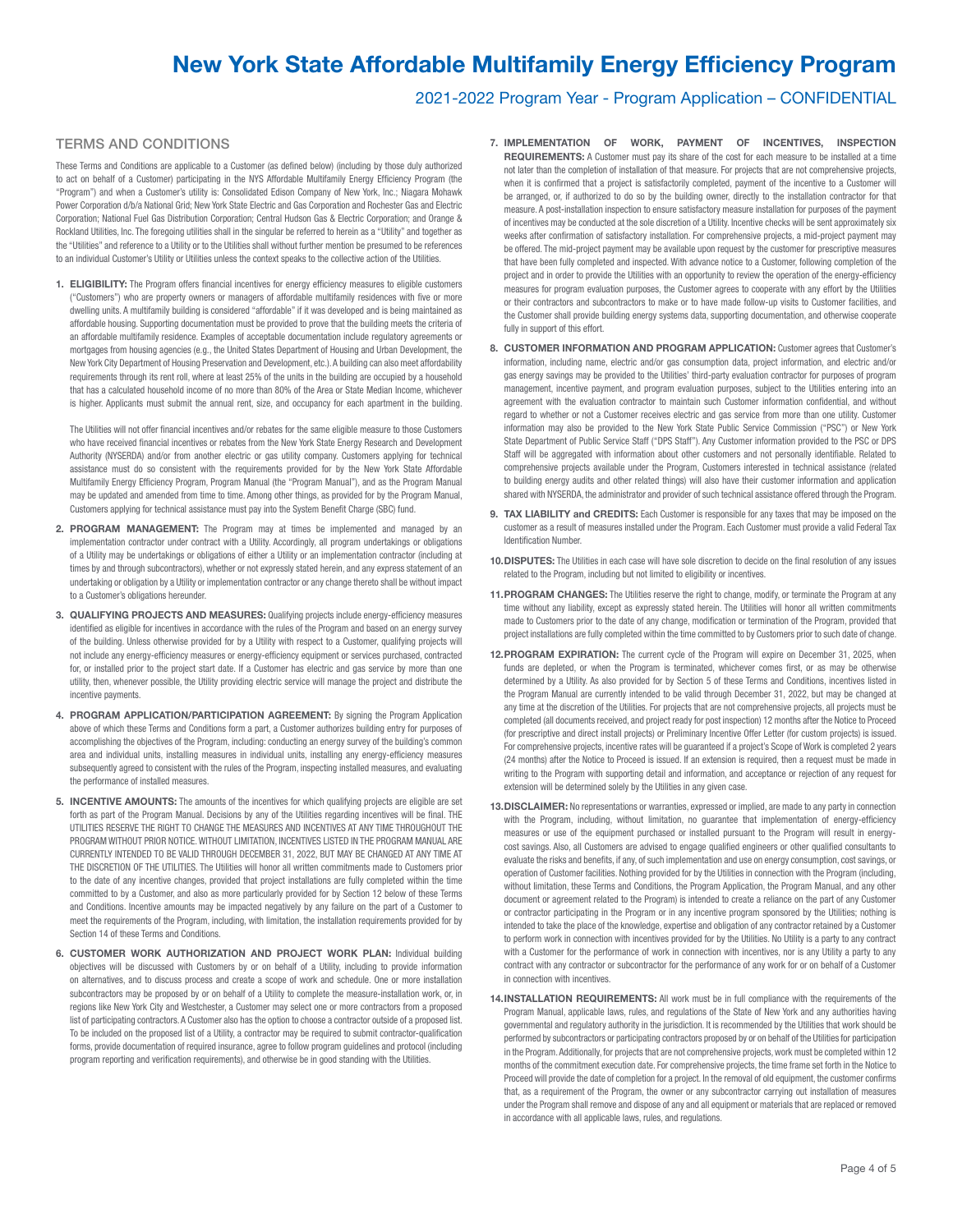# New York State Affordable Multifamily Energy Efficiency Program

2021-2022 Program Year - Program Application – CONFIDENTIAL

## TERMS AND CONDITIONS

These Terms and Conditions are applicable to a Customer (as defined below) (including by those duly authorized to act on behalf of a Customer) participating in the NYS Affordable Multifamily Energy Efficiency Program (the "Program") and when a Customer's utility is: Consolidated Edison Company of New York, Inc.; Niagara Mohawk Power Corporation d/b/a National Grid; New York State Electric and Gas Corporation and Rochester Gas and Electric Corporation; National Fuel Gas Distribution Corporation; Central Hudson Gas & Electric Corporation; and Orange & Rockland Utilities, Inc. The foregoing utilities shall in the singular be referred to herein as a "Utility" and together as the "Utilities" and reference to a Utility or to the Utilities shall without further mention be presumed to be references to an individual Customer's Utility or Utilities unless the context speaks to the collective action of the Utilities.

1. **ELIGIBILITY:** The Program offers financial incentives for energy efficiency measures to eligible customers ("Customers") who are property owners or managers of affordable multifamily residences with five or more dwelling units. A multifamily building is considered "affordable" if it was developed and is being maintained as affordable housing. Supporting documentation must be provided to prove that the building meets the criteria of an affordable multifamily residence. Examples of acceptable documentation include regulatory agreements or mortgages from housing agencies (e.g., the United States Department of Housing and Urban Development, the New York City Department of Housing Preservation and Development, etc.). A building can also meet affordability requirements through its rent roll, where at least 25% of the units in the building are occupied by a household that has a calculated household income of no more than 80% of the Area or State Median Income, whichever is higher. Applicants must submit the annual rent, size, and occupancy for each apartment in the building.

   The Utilities will not offer financial incentives and/or rebates for the same eligible measure to those Customers who have received financial incentives or rebates from the New York State Energy Research and Development Authority (NYSERDA) and/or from another electric or gas utility company. Customers applying for technical assistance must do so consistent with the requirements provided for by the New York State Affordable Multifamily Energy Efficiency Program, Program Manual (the "Program Manual"), and as the Program Manual may be updated and amended from time to time. Among other things, as provided for by the Program Manual, Customers applying for technical assistance must pay into the System Benefit Charge (SBC) fund.

2. **PROGRAM MANAGEMENT:** The Program may at times be implemented and managed by an implementation contractor under contract with a Utility. Accordingly, all program undertakings or obligations of a Utility may be undertakings or obligations of either a Utility or an implementation contractor (including at times by and through subcontractors), whether or not expressly stated herein, and any express statement of an undertaking or obligation by a Utility or implementation contractor or any change thereto shall be without impact to a Customer's obligations hereunder.

3. **QUALIFYING PROJECTS AND MEASURES:** Qualifying projects include energy-efficiency measures identified as eligible for incentives in accordance with the rules of the Program and based on an energy survey of the building. Unless otherwise provided for by a Utility with respect to a Customer, qualifying projects will not include any energy-efficiency measures or energy-efficiency equipment or services purchased, contracted for, or installed prior to the project start date. If a Customer has electric and gas service by more than one utility, then, whenever possible, the Utility providing electric service will manage the project and distribute the incentive payments.

4. **PROGRAM APPLICATION/PARTICIPATION AGREEMENT:** By signing the Program Application above of which these Terms and Conditions form a part, a Customer authorizes building entry for purposes of accomplishing the objectives of the Program, including: conducting an energy survey of the building's common area and individual units, installing measures in individual units, installing any energy-efficiency measures subsequently agreed to consistent with the rules of the Program, inspecting installed measures, and evaluating the performance of installed measures.

5. **INCENTIVE AMOUNTS:** The amounts of the incentives for which qualifying projects are eligible are set forth as part of the Program Manual. Decisions by any of the Utilities regarding incentives will be final. THE UTILITIES RESERVE THE RIGHT TO CHANGE THE MEASURES AND INCENTIVES AT ANY TIME THROUGHOUT THE PROGRAM WITHOUT PRIOR NOTICE. WITHOUT LIMITATION, INCENTIVES LISTED IN THE PROGRAM MANUAL ARE CURRENTLY INTENDED TO BE VALID THROUGH DECEMBER 31, 2022, BUT MAY BE CHANGED AT ANY TIME AT THE DISCRETION OF THE UTILITIES. The Utilities will honor all written commitments made to Customers prior to the date of any incentive changes, provided that project installations are fully completed within the time committed to by a Customer, and also as more particularly provided for by Section 12 below of these Terms and Conditions. Incentive amounts may be impacted negatively by any failure on the part of a Customer to meet the requirements of the Program, including, with limitation, the installation requirements provided for by Section 14 of these Terms and Conditions.

6. **CUSTOMER WORK AUTHORIZATION AND PROJECT WORK PLAN:** Individual building objectives will be discussed with Customers by or on behalf of a Utility, including to provide information on alternatives, and to discuss process and create a scope of work and schedule. One or more installation subcontractors may be proposed by or on behalf of a Utility to complete the measure-installation work, or, in regions like New York City and Westchester, a Customer may select one or more contractors from a proposed list of participating contractors. A Customer also has the option to choose a contractor outside of a proposed list. To be included on the proposed list of a Utility, a contractor may be required to submit contractor-qualification forms, provide documentation of required insurance, agree to follow program guidelines and protocol (including program reporting and verification requirements), and otherwise be in good standing with the Utilities.

7. **IMPLEMENTATION OF WORK, PAYMENT OF INCENTIVES, INSPECTION REQUIREMENTS:** A Customer must pay its share of the cost for each measure to be installed at a time not later than the completion of installation of that measure. For projects that are not comprehensive projects, when it is confirmed that a project is satisfactorily completed, payment of the incentive to a Customer will be arranged, or, if authorized to do so by the building owner, directly to the installation contractor for that measure. A post-installation inspection to ensure satisfactory measure installation for purposes of the payment of incentives may be conducted at the sole discretion of a Utility. Incentive checks will be sent approximately six weeks after confirmation of satisfactory installation. For comprehensive projects, a mid-project payment may be offered. The mid-project payment may be available upon request by the customer for prescriptive measures that have been fully completed and inspected. With advance notice to a Customer, following completion of the project and in order to provide the Utilities with an opportunity to review the operation of the energy-efficiency measures for program evaluation purposes, the Customer agrees to cooperate with any effort by the Utilities or their contractors and subcontractors to make or to have made follow-up visits to Customer facilities, and the Customer shall provide building energy systems data, supporting documentation, and otherwise cooperate fully in support of this effort.

8. **CUSTOMER INFORMATION AND PROGRAM APPLICATION:** Customer agrees that Customer's information, including name, electric and/or gas consumption data, project information, and electric and/or gas energy savings may be provided to the Utilities' third-party evaluation contractor for purposes of program management, incentive payment, and program evaluation purposes, subject to the Utilities entering into an agreement with the evaluation contractor to maintain such Customer information confidential, and without regard to whether or not a Customer receives electric and gas service from more than one utility. Customer information may also be provided to the New York State Public Service Commission ("PSC") or New York State Department of Public Service Staff ("DPS Staff"). Any Customer information provided to the PSC or DPS Staff will be aggregated with information about other customers and not personally identifiable. Related to comprehensive projects available under the Program, Customers interested in technical assistance (related to building energy audits and other related things) will also have their customer information and application shared with NYSERDA, the administrator and provider of such technical assistance offered through the Program.

9. **TAX LIABILITY and CREDITS:** Each Customer is responsible for any taxes that may be imposed on the customer as a result of measures installed under the Program. Each Customer must provide a valid Federal Tax Identification Number.

10. **DISPUTES:** The Utilities in each case will have sole discretion to decide on the final resolution of any issues related to the Program, including but not limited to eligibility or incentives.

11. **PROGRAM CHANGES:** The Utilities reserve the right to change, modify, or terminate the Program at any time without any liability, except as expressly stated herein. The Utilities will honor all written commitments made to Customers prior to the date of any change, modification or termination of the Program, provided that project installations are fully completed within the time committed to by Customers prior to such date of change.

12. **PROGRAM EXPIRATION:** The current cycle of the Program will expire on December 31, 2025, when funds are depleted, or when the Program is terminated, whichever comes first, or as may be otherwise determined by a Utility. As also provided for by Section 5 of these Terms and Conditions, incentives listed in the Program Manual are currently intended to be valid through December 31, 2022, but may be changed at any time at the discretion of the Utilities. For projects that are not comprehensive projects, all projects must be completed (all documents received, and project ready for post inspection) 12 months after the Notice to Proceed (for prescriptive and direct install projects) or Preliminary Incentive Offer Letter (for custom projects) is issued. For comprehensive projects, incentive rates will be guaranteed if a project's Scope of Work is completed 2 years (24 months) after the Notice to Proceed is issued. If an extension is required, then a request must be made in writing to the Program with supporting detail and information, and acceptance or rejection of any request for extension will be determined solely by the Utilities in any given case.

13. **DISCLAIMER:** No representations or warranties, expressed or implied, are made to any party in connection with the Program, including, without limitation, no guarantee that implementation of energy-efficiency measures or use of the equipment purchased or installed pursuant to the Program will result in energy-cost savings. Also, all Customers are advised to engage qualified engineers or other qualified consultants to evaluate the risks and benefits, if any, of such implementation and use on energy consumption, cost savings, or operation of Customer facilities. Nothing provided for by the Utilities in connection with the Program (including, without limitation, these Terms and Conditions, the Program Application, the Program Manual, and any other document or agreement related to the Program) is intended to create a reliance on the part of any Customer or contractor participating in the Program or in any incentive program sponsored by the Utilities; nothing is intended to take the place of the knowledge, expertise and obligation of any contractor retained by a Customer to perform work in connection with incentives provided for by the Utilities. No Utility is a party to any contract with a Customer for the performance of work in connection with incentives, nor is any Utility a party to any contract with any contractor or subcontractor for the performance of any work for or on behalf of a Customer in connection with incentives.

14. **INSTALLATION REQUIREMENTS:** All work must be in full compliance with the requirements of the Program Manual, applicable laws, rules, and regulations of the State of New York and any authorities having governmental and regulatory authority in the jurisdiction. It is recommended by the Utilities that work should be performed by subcontractors or participating contractors proposed by or on behalf of the Utilities for participation in the Program. Additionally, for projects that are not comprehensive projects, work must be completed within 12 months of the commitment execution date. For comprehensive projects, the time frame set forth in the Notice to Proceed will provide the date of completion for a project. In the removal of old equipment, the customer confirms that, as a requirement of the Program, the owner or any subcontractor carrying out installation of measures under the Program shall remove and dispose of any and all equipment or materials that are replaced or removed in accordance with all applicable laws, rules, and regulations.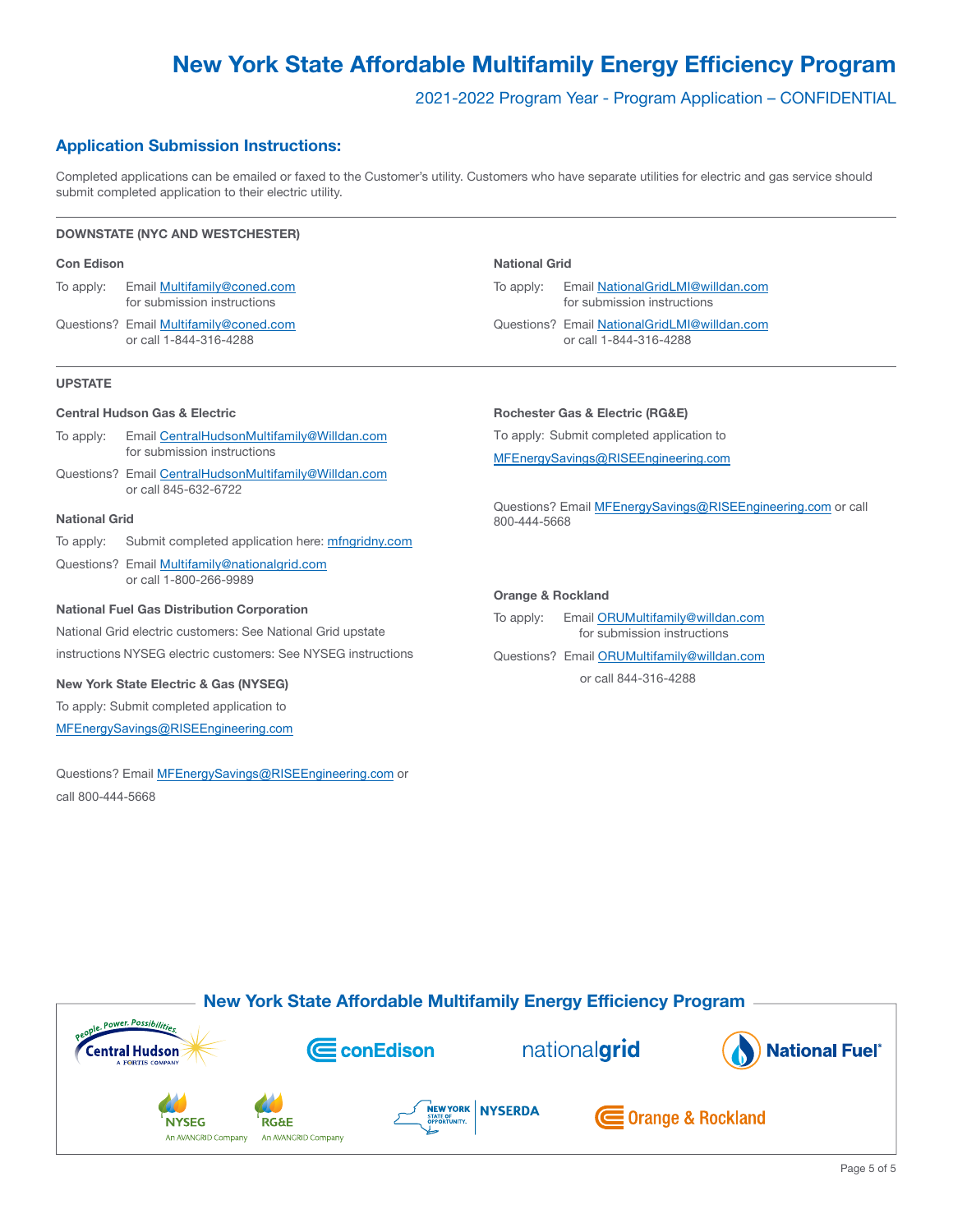# New York State Affordable Multifamily Energy Efficiency Program

2021-2022 Program Year - Program Application – CONFIDENTIAL

## Application Submission Instructions:

Completed applications can be emailed or faxed to the Customer's utility. Customers who have separate utilities for electric and gas service should submit completed application to their electric utility.

### DOWNSTATE (NYC AND WESTCHESTER)

**Con Edison**

To apply: Email Multifamily@coned.com for submission instructions

Questions? Email Multifamily@coned.com or call 1-844-316-4288

**National Grid**

To apply: Email NationalGridLMI@willdan.com for submission instructions

Questions? Email NationalGridLMI@willdan.com or call 1-844-316-4288

### UPSTATE

**Central Hudson Gas & Electric**

To apply: Email CentralHudsonMultifamily@Willdan.com for submission instructions

Questions? Email CentralHudsonMultifamily@Willdan.com or call 845-632-6722

**National Grid**

To apply: Submit completed application here: mfngridny.com

Questions? Email Multifamily@nationalgrid.com or call 1-800-266-9989

**National Fuel Gas Distribution Corporation**

National Grid electric customers: See National Grid upstate instructions NYSEG electric customers: See NYSEG instructions

**New York State Electric & Gas (NYSEG)**

To apply: Submit completed application to MFEnergySavings@RISEEngineering.com

Questions? Email MFEnergySavings@RISEEngineering.com or call 800-444-5668

**Rochester Gas & Electric (RG&E)**

To apply: Submit completed application to MFEnergySavings@RISEEngineering.com

Questions? Email MFEnergySavings@RISEEngineering.com or call 800-444-5668

**Orange & Rockland**

To apply: Email ORUMultifamily@willdan.com for submission instructions

Questions? Email ORUMultifamily@willdan.com or call 844-316-4288

**New York State Affordable Multifamily Energy Efficiency Program**

Central Hudson · conEdison · nationalgrid · National Fuel · NYSEG · RG&E · NYSERDA · Orange & Rockland